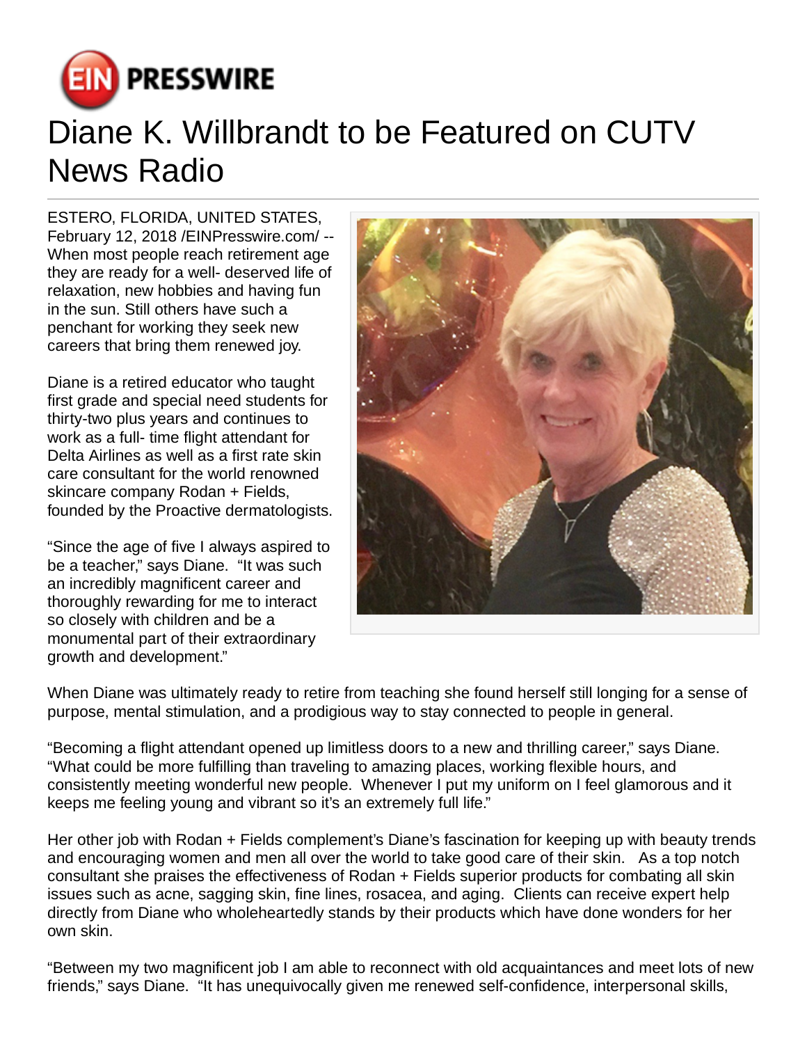# Diane K. Willbrandt to be Featured on CUTV News Radio

ESTERO, FLORIDA, UNITED STATES, February 12, 2018 /EINPresswire.com/ -- When most people reach retirement age they are ready for a well- deserved life of relaxation, new hobbies and having fun in the sun. Still others have such a penchant for working they seek new careers that bring them renewed joy.

Diane is a retired educator who taught first grade and special need students for thirty-two plus years and continues to work as a full- time flight attendant for Delta Airlines as well as a first rate skin care consultant for the world renowned skincare company Rodan + Fields, founded by the Proactive dermatologists.

"Since the age of five I always aspired to be a teacher," says Diane. "It was such an incredibly magnificent career and thoroughly rewarding for me to interact so closely with children and be a monumental part of their extraordinary growth and development."

When Diane was ultimately ready to retire from teaching she found herself still longing for a sense of purpose, mental stimulation, and a prodigious way to stay connected to people in general.

"Becoming a flight attendant opened up limitless doors to a new and thrilling career," says Diane. "What could be more fulfilling than traveling to amazing places, working flexible hours, and consistently meeting wonderful new people. Whenever I put my uniform on I feel glamorous and it keeps me feeling young and vibrant so it's an extremely full life."

Her other job with Rodan + Fields complement's Diane's fascination for keeping up with beauty trends and encouraging women and men all over the world to take good care of their skin. As a top notch consultant she praises the effectiveness of Rodan + Fields superior products for combating all skin issues such as acne, sagging skin, fine lines, rosacea, and aging. Clients can receive expert help directly from Diane who wholeheartedly stands by their products which have done wonders for her own skin.

"Between my two magnificent job I am able to reconnect with old acquaintances and meet lots of new friends," says Diane. "It has unequivocally given me renewed self-confidence, interpersonal skills,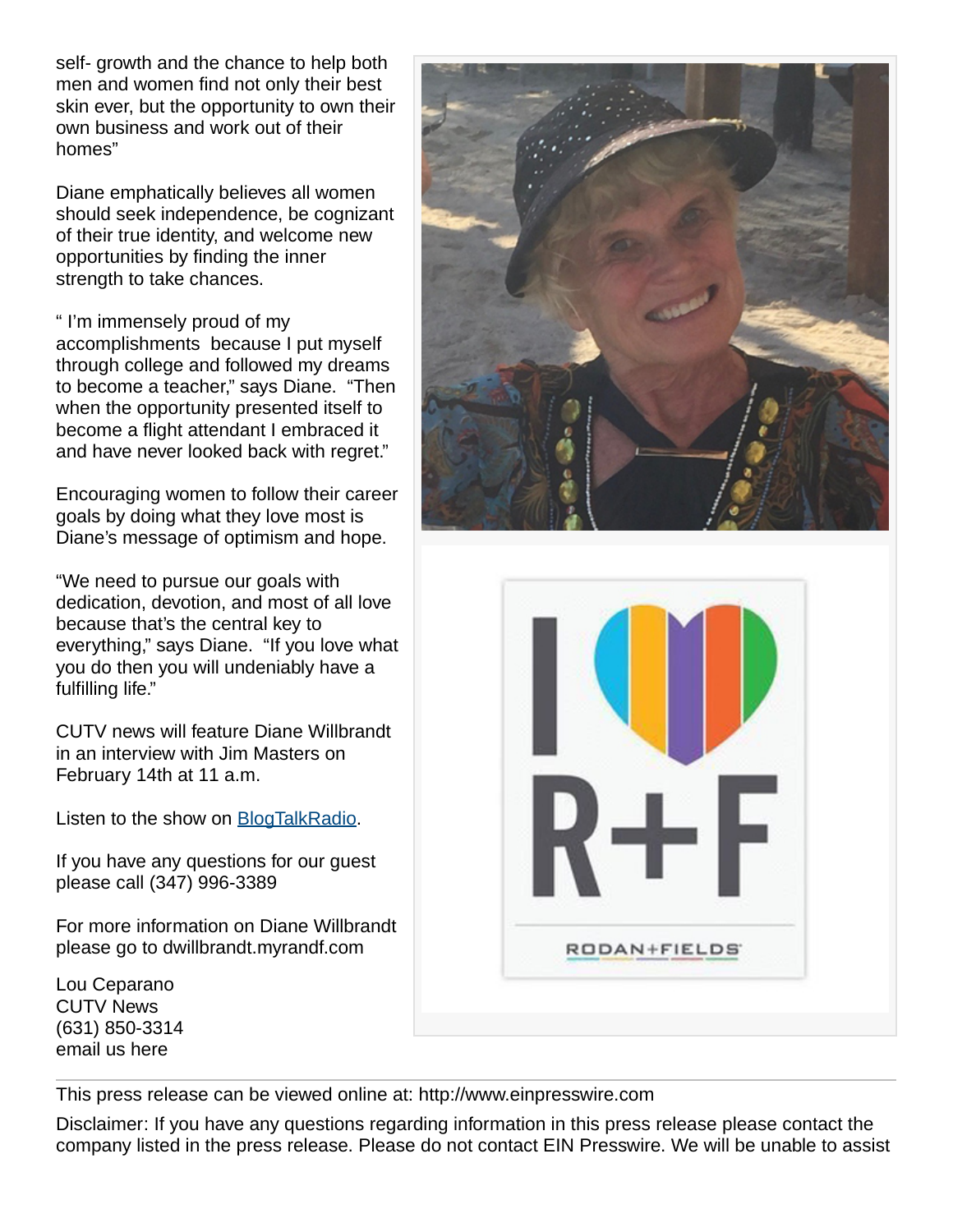self- growth and the chance to help both men and women find not only their best skin ever, but the opportunity to own their own business and work out of their homes"

Diane emphatically believes all women should seek independence, be cognizant of their true identity, and welcome new opportunities by finding the inner strength to take chances.

" I'm immensely proud of my accomplishments because I put myself through college and followed my dreams to become a teacher," says Diane. "Then when the opportunity presented itself to become a flight attendant I embraced it and have never looked back with regret."

Encouraging women to follow their career goals by doing what they love most is Diane's message of optimism and hope.

"We need to pursue our goals with dedication, devotion, and most of all love because that's the central key to everything," says Diane. "If you love what you do then you will undeniably have a fulfilling life."

CUTV news will feature Diane Willbrandt in an interview with Jim Masters on February 14th at 11 a.m.

Listen to the show on [BlogTalkRadio](BlogTalkRadio).

If you have any questions for our guest please call (347) 996-3389

For more information on Diane Willbrandt please go to dwillbrandt.myrandf.com

Lou Ceparano
CUTV News
(631) 850-3314
email us here

---

This press release can be viewed online at: http://www.einpresswire.com

Disclaimer: If you have any questions regarding information in this press release please contact the company listed in the press release. Please do not contact EIN Presswire. We will be unable to assist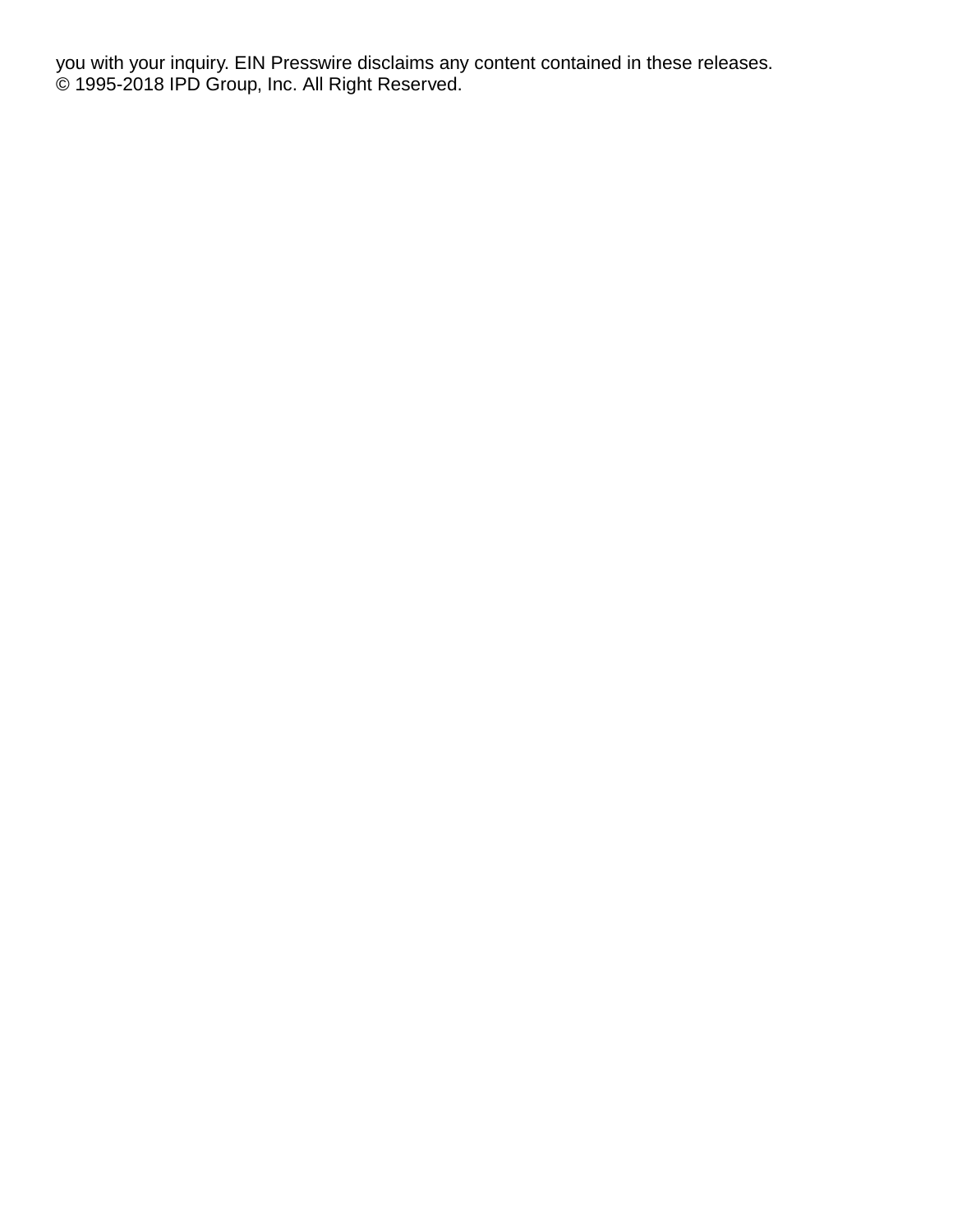you with your inquiry. EIN Presswire disclaims any content contained in these releases.
© 1995-2018 IPD Group, Inc. All Right Reserved.